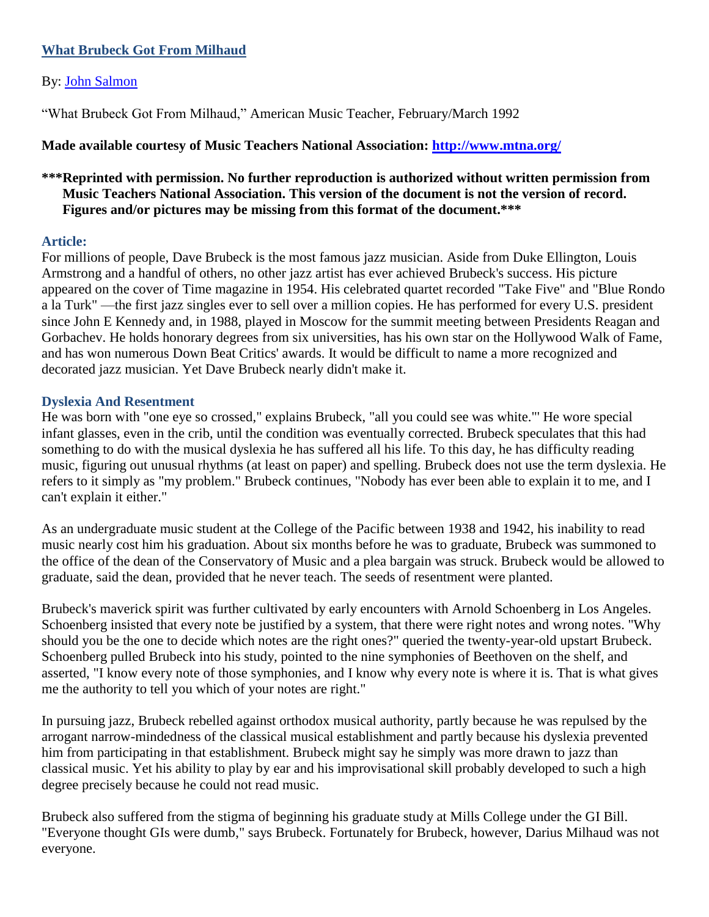## [What Brubeck Got From Milhaud]

By: [John Salmon]

"What Brubeck Got From Milhaud," American Music Teacher, February/March 1992

**Made available courtesy of Music Teachers National Association: [http://www.mtna.org/](http://www.mtna.org/)**

**\*\*\*Reprinted with permission. No further reproduction is authorized without written permission from Music Teachers National Association. This version of the document is not the version of record. Figures and/or pictures may be missing from this format of the document.\*\*\***

### Article:

For millions of people, Dave Brubeck is the most famous jazz musician. Aside from Duke Ellington, Louis Armstrong and a handful of others, no other jazz artist has ever achieved Brubeck's success. His picture appeared on the cover of Time magazine in 1954. His celebrated quartet recorded "Take Five" and "Blue Rondo a la Turk" —the first jazz singles ever to sell over a million copies. He has performed for every U.S. president since John E Kennedy and, in 1988, played in Moscow for the summit meeting between Presidents Reagan and Gorbachev. He holds honorary degrees from six universities, has his own star on the Hollywood Walk of Fame, and has won numerous Down Beat Critics' awards. It would be difficult to name a more recognized and decorated jazz musician. Yet Dave Brubeck nearly didn't make it.

### Dyslexia And Resentment

He was born with "one eye so crossed," explains Brubeck, "all you could see was white."' He wore special infant glasses, even in the crib, until the condition was eventually corrected. Brubeck speculates that this had something to do with the musical dyslexia he has suffered all his life. To this day, he has difficulty reading music, figuring out unusual rhythms (at least on paper) and spelling. Brubeck does not use the term dyslexia. He refers to it simply as "my problem." Brubeck continues, "Nobody has ever been able to explain it to me, and I can't explain it either."

As an undergraduate music student at the College of the Pacific between 1938 and 1942, his inability to read music nearly cost him his graduation. About six months before he was to graduate, Brubeck was summoned to the office of the dean of the Conservatory of Music and a plea bargain was struck. Brubeck would be allowed to graduate, said the dean, provided that he never teach. The seeds of resentment were planted.

Brubeck's maverick spirit was further cultivated by early encounters with Arnold Schoenberg in Los Angeles. Schoenberg insisted that every note be justified by a system, that there were right notes and wrong notes. "Why should you be the one to decide which notes are the right ones?" queried the twenty-year-old upstart Brubeck. Schoenberg pulled Brubeck into his study, pointed to the nine symphonies of Beethoven on the shelf, and asserted, "I know every note of those symphonies, and I know why every note is where it is. That is what gives me the authority to tell you which of your notes are right."

In pursuing jazz, Brubeck rebelled against orthodox musical authority, partly because he was repulsed by the arrogant narrow-mindedness of the classical musical establishment and partly because his dyslexia prevented him from participating in that establishment. Brubeck might say he simply was more drawn to jazz than classical music. Yet his ability to play by ear and his improvisational skill probably developed to such a high degree precisely because he could not read music.

Brubeck also suffered from the stigma of beginning his graduate study at Mills College under the GI Bill. "Everyone thought GIs were dumb," says Brubeck. Fortunately for Brubeck, however, Darius Milhaud was not everyone.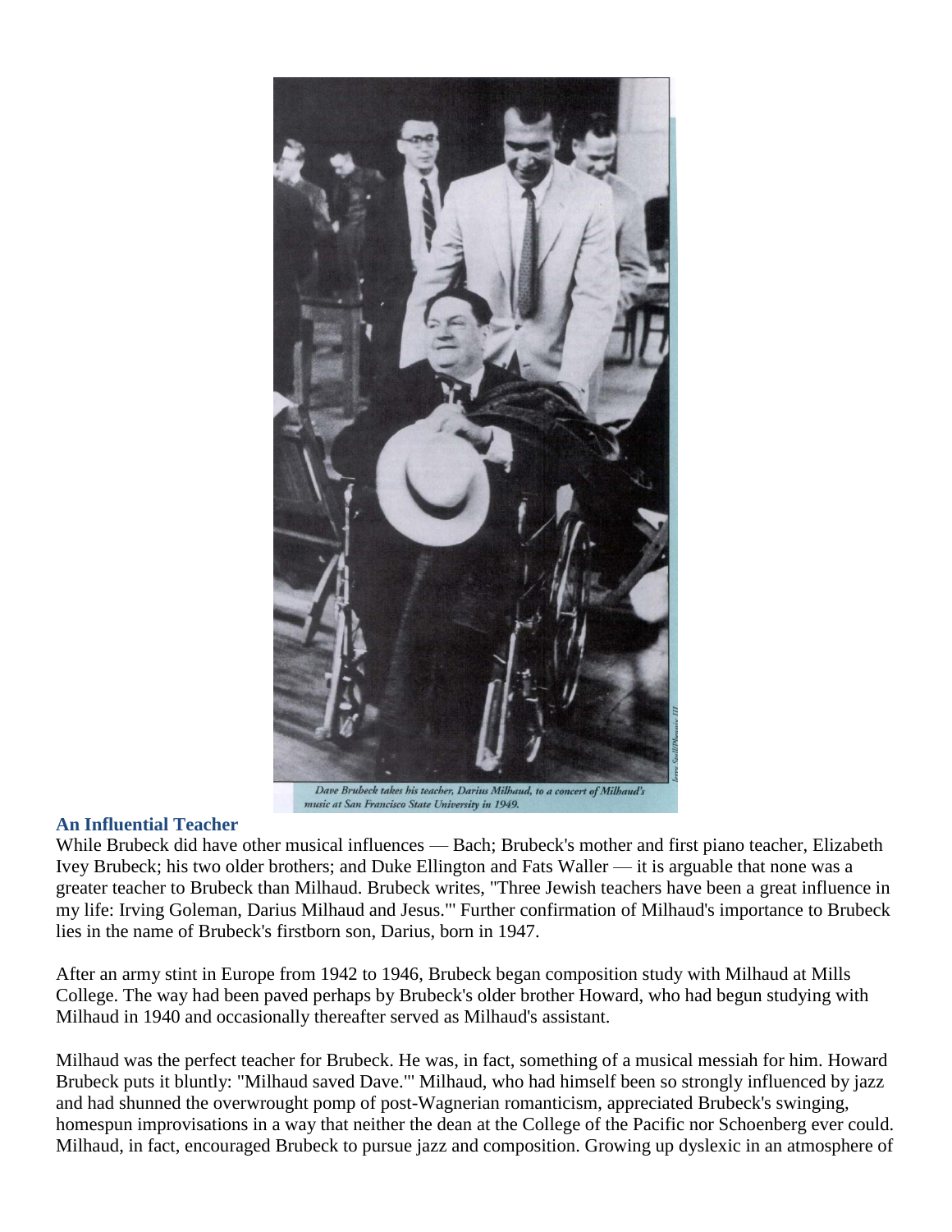*Dave Brubeck takes his teacher, Darius Milhaud, to a concert of Milhaud's music at San Francisco State University in 1949.*

### An Influential Teacher

While Brubeck did have other musical influences — Bach; Brubeck's mother and first piano teacher, Elizabeth Ivey Brubeck; his two older brothers; and Duke Ellington and Fats Waller — it is arguable that none was a greater teacher to Brubeck than Milhaud. Brubeck writes, "Three Jewish teachers have been a great influence in my life: Irving Goleman, Darius Milhaud and Jesus."' Further confirmation of Milhaud's importance to Brubeck lies in the name of Brubeck's firstborn son, Darius, born in 1947.

After an army stint in Europe from 1942 to 1946, Brubeck began composition study with Milhaud at Mills College. The way had been paved perhaps by Brubeck's older brother Howard, who had begun studying with Milhaud in 1940 and occasionally thereafter served as Milhaud's assistant.

Milhaud was the perfect teacher for Brubeck. He was, in fact, something of a musical messiah for him. Howard Brubeck puts it bluntly: "Milhaud saved Dave."' Milhaud, who had himself been so strongly influenced by jazz and had shunned the overwrought pomp of post-Wagnerian romanticism, appreciated Brubeck's swinging, homespun improvisations in a way that neither the dean at the College of the Pacific nor Schoenberg ever could. Milhaud, in fact, encouraged Brubeck to pursue jazz and composition. Growing up dyslexic in an atmosphere of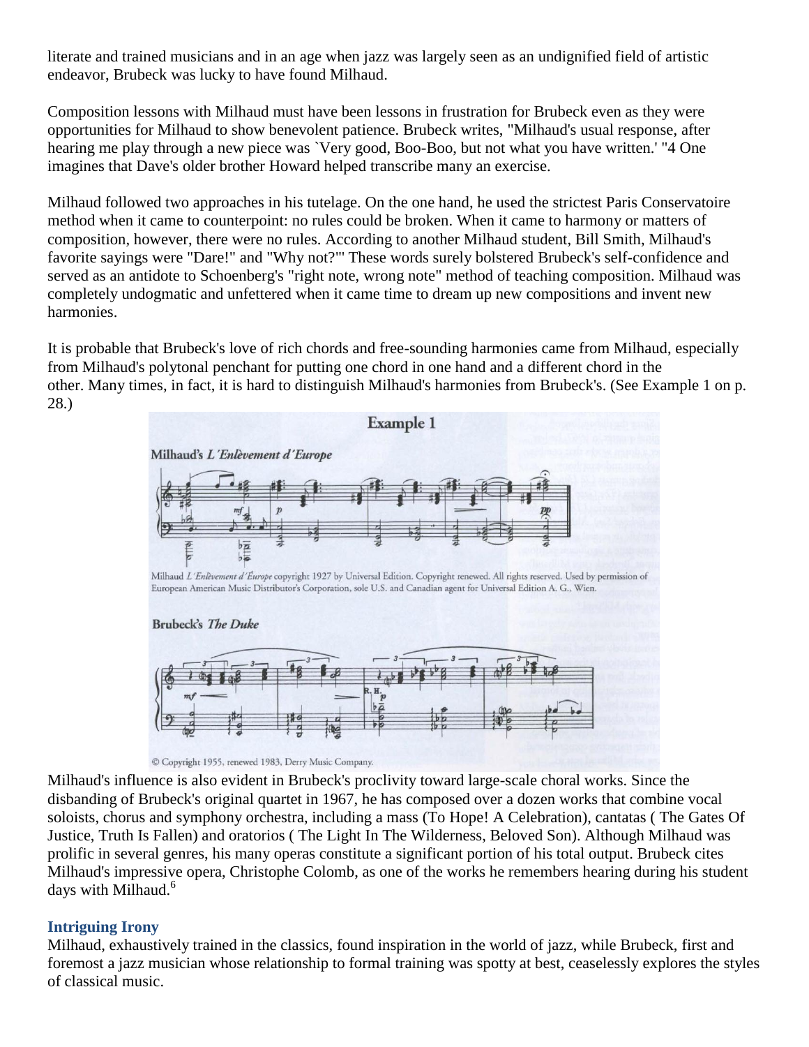literate and trained musicians and in an age when jazz was largely seen as an undignified field of artistic endeavor, Brubeck was lucky to have found Milhaud.

Composition lessons with Milhaud must have been lessons in frustration for Brubeck even as they were opportunities for Milhaud to show benevolent patience. Brubeck writes, "Milhaud's usual response, after hearing me play through a new piece was `Very good, Boo-Boo, but not what you have written.' "4 One imagines that Dave's older brother Howard helped transcribe many an exercise.

Milhaud followed two approaches in his tutelage. On the one hand, he used the strictest Paris Conservatoire method when it came to counterpoint: no rules could be broken. When it came to harmony or matters of composition, however, there were no rules. According to another Milhaud student, Bill Smith, Milhaud's favorite sayings were "Dare!" and "Why not?"' These words surely bolstered Brubeck's self-confidence and served as an antidote to Schoenberg's "right note, wrong note" method of teaching composition. Milhaud was completely undogmatic and unfettered when it came time to dream up new compositions and invent new harmonies.

It is probable that Brubeck's love of rich chords and free-sounding harmonies came from Milhaud, especially from Milhaud's polytonal penchant for putting one chord in one hand and a different chord in the other. Many times, in fact, it is hard to distinguish Milhaud's harmonies from Brubeck's. (See Example 1 on p. 28.)

**Example 1**

Milhaud's *L'Enlèvement d'Europe*

Milhaud *L'Enlèvement d'Europe* copyright 1927 by Universal Edition. Copyright renewed. All rights reserved. Used by permission of European American Music Distributor's Corporation, sole U.S. and Canadian agent for Universal Edition A. G., Wien.

Brubeck's *The Duke*

© Copyright 1955, renewed 1983, Derry Music Company.

Milhaud's influence is also evident in Brubeck's proclivity toward large-scale choral works. Since the disbanding of Brubeck's original quartet in 1967, he has composed over a dozen works that combine vocal soloists, chorus and symphony orchestra, including a mass (To Hope! A Celebration), cantatas ( The Gates Of Justice, Truth Is Fallen) and oratorios ( The Light In The Wilderness, Beloved Son). Although Milhaud was prolific in several genres, his many operas constitute a significant portion of his total output. Brubeck cites Milhaud's impressive opera, Christophe Colomb, as one of the works he remembers hearing during his student days with Milhaud.[6]

### Intriguing Irony

Milhaud, exhaustively trained in the classics, found inspiration in the world of jazz, while Brubeck, first and foremost a jazz musician whose relationship to formal training was spotty at best, ceaselessly explores the styles of classical music.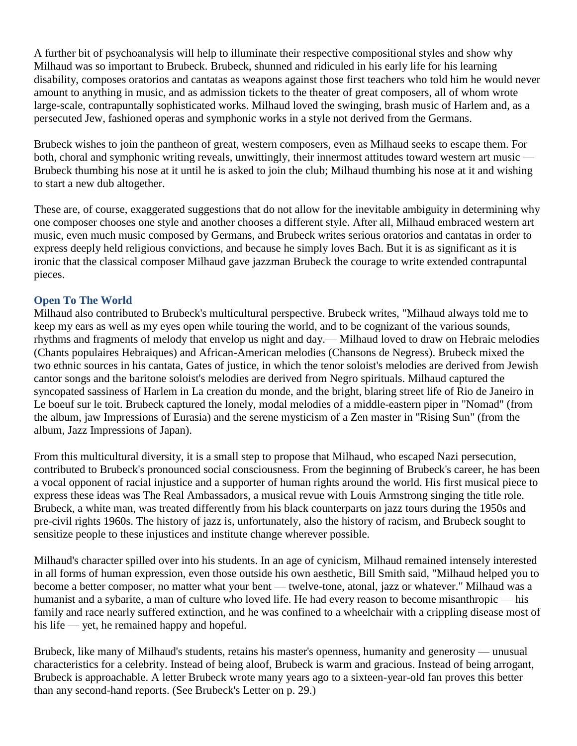A further bit of psychoanalysis will help to illuminate their respective compositional styles and show why Milhaud was so important to Brubeck. Brubeck, shunned and ridiculed in his early life for his learning disability, composes oratorios and cantatas as weapons against those first teachers who told him he would never amount to anything in music, and as admission tickets to the theater of great composers, all of whom wrote large-scale, contrapuntally sophisticated works. Milhaud loved the swinging, brash music of Harlem and, as a persecuted Jew, fashioned operas and symphonic works in a style not derived from the Germans.

Brubeck wishes to join the pantheon of great, western composers, even as Milhaud seeks to escape them. For both, choral and symphonic writing reveals, unwittingly, their innermost attitudes toward western art music — Brubeck thumbing his nose at it until he is asked to join the club; Milhaud thumbing his nose at it and wishing to start a new dub altogether.

These are, of course, exaggerated suggestions that do not allow for the inevitable ambiguity in determining why one composer chooses one style and another chooses a different style. After all, Milhaud embraced western art music, even much music composed by Germans, and Brubeck writes serious oratorios and cantatas in order to express deeply held religious convictions, and because he simply loves Bach. But it is as significant as it is ironic that the classical composer Milhaud gave jazzman Brubeck the courage to write extended contrapuntal pieces.

### Open To The World

Milhaud also contributed to Brubeck's multicultural perspective. Brubeck writes, "Milhaud always told me to keep my ears as well as my eyes open while touring the world, and to be cognizant of the various sounds, rhythms and fragments of melody that envelop us night and day.— Milhaud loved to draw on Hebraic melodies (Chants populaires Hebraiques) and African-American melodies (Chansons de Negress). Brubeck mixed the two ethnic sources in his cantata, Gates of justice, in which the tenor soloist's melodies are derived from Jewish cantor songs and the baritone soloist's melodies are derived from Negro spirituals. Milhaud captured the syncopated sassiness of Harlem in La creation du monde, and the bright, blaring street life of Rio de Janeiro in Le boeuf sur le toit. Brubeck captured the lonely, modal melodies of a middle-eastern piper in "Nomad" (from the album, jaw Impressions of Eurasia) and the serene mysticism of a Zen master in "Rising Sun" (from the album, Jazz Impressions of Japan).

From this multicultural diversity, it is a small step to propose that Milhaud, who escaped Nazi persecution, contributed to Brubeck's pronounced social consciousness. From the beginning of Brubeck's career, he has been a vocal opponent of racial injustice and a supporter of human rights around the world. His first musical piece to express these ideas was The Real Ambassadors, a musical revue with Louis Armstrong singing the title role. Brubeck, a white man, was treated differently from his black counterparts on jazz tours during the 1950s and pre-civil rights 1960s. The history of jazz is, unfortunately, also the history of racism, and Brubeck sought to sensitize people to these injustices and institute change wherever possible.

Milhaud's character spilled over into his students. In an age of cynicism, Milhaud remained intensely interested in all forms of human expression, even those outside his own aesthetic, Bill Smith said, "Milhaud helped you to become a better composer, no matter what your bent — twelve-tone, atonal, jazz or whatever." Milhaud was a humanist and a sybarite, a man of culture who loved life. He had every reason to become misanthropic — his family and race nearly suffered extinction, and he was confined to a wheelchair with a crippling disease most of his life — yet, he remained happy and hopeful.

Brubeck, like many of Milhaud's students, retains his master's openness, humanity and generosity — unusual characteristics for a celebrity. Instead of being aloof, Brubeck is warm and gracious. Instead of being arrogant, Brubeck is approachable. A letter Brubeck wrote many years ago to a sixteen-year-old fan proves this better than any second-hand reports. (See Brubeck's Letter on p. 29.)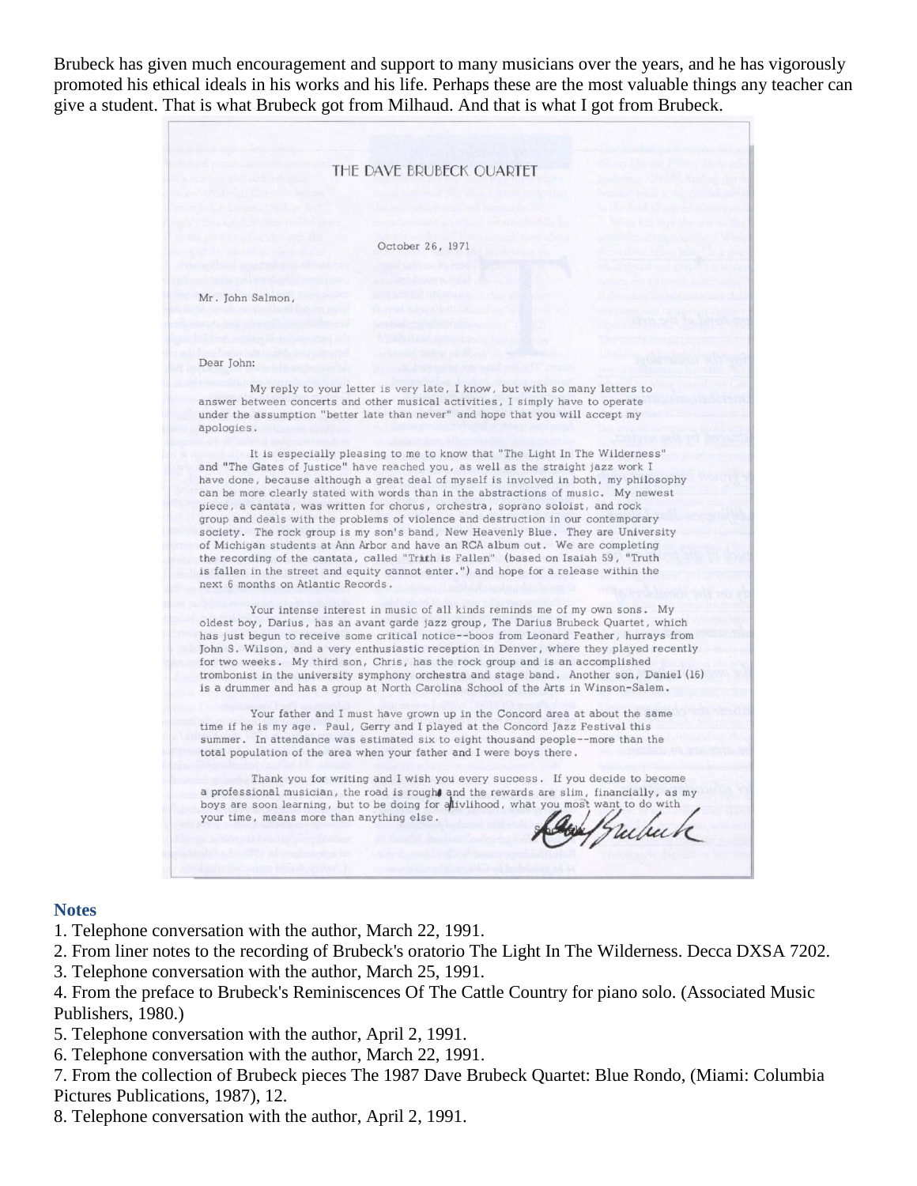Brubeck has given much encouragement and support to many musicians over the years, and he has vigorously promoted his ethical ideals in his works and his life. Perhaps these are the most valuable things any teacher can give a student. That is what Brubeck got from Milhaud. And that is what I got from Brubeck.

THE DAVE BRUBECK QUARTET

October 26, 1971

Mr. John Salmon,

Dear John:

My reply to your letter is very late, I know, but with so many letters to answer between concerts and other musical activities, I simply have to operate under the assumption "better late than never" and hope that you will accept my apologies.

It is especially pleasing to me to know that "The Light In The Wilderness" and "The Gates of Justice" have reached you, as well as the straight jazz work I have done, because although a great deal of myself is involved in both, my philosophy can be more clearly stated with words than in the abstractions of music. My newest piece, a cantata, was written for chorus, orchestra, soprano soloist, and rock group and deals with the problems of violence and destruction in our contemporary society. The rock group is my son's band, New Heavenly Blue. They are University of Michigan students at Ann Arbor and have an RCA album out. We are completing the recording of the cantata, called "Truth is Fallen" (based on Isaiah 59, "Truth is fallen in the street and equity cannot enter.") and hope for a release within the next 6 months on Atlantic Records.

Your intense interest in music of all kinds reminds me of my own sons. My oldest boy, Darius, has an avant garde jazz group, The Darius Brubeck Quartet, which has just begun to receive some critical notice--boos from Leonard Feather, hurrays from John S. Wilson, and a very enthusiastic reception in Denver, where they played recently for two weeks. My third son, Chris, has the rock group and is an accomplished trombonist in the university symphony orchestra and stage band. Another son, Daniel (16) is a drummer and has a group at North Carolina School of the Arts in Winson-Salem.

Your father and I must have grown up in the Concord area at about the same time if he is my age. Paul, Gerry and I played at the Concord Jazz Festival this summer. In attendance was estimated six to eight thousand people--more than the total population of the area when your father and I were boys there.

Thank you for writing and I wish you every success. If you decide to become a professional musician, the road is rough and the rewards are slim, financially, as my boys are soon learning, but to be doing for a livlihood, what you most want to do with your time, means more than anything else.

Dave Brubeck

## Notes

1. Telephone conversation with the author, March 22, 1991.
2. From liner notes to the recording of Brubeck's oratorio The Light In The Wilderness. Decca DXSA 7202.
3. Telephone conversation with the author, March 25, 1991.
4. From the preface to Brubeck's Reminiscences Of The Cattle Country for piano solo. (Associated Music Publishers, 1980.)
5. Telephone conversation with the author, April 2, 1991.
6. Telephone conversation with the author, March 22, 1991.
7. From the collection of Brubeck pieces The 1987 Dave Brubeck Quartet: Blue Rondo, (Miami: Columbia Pictures Publications, 1987), 12.
8. Telephone conversation with the author, April 2, 1991.